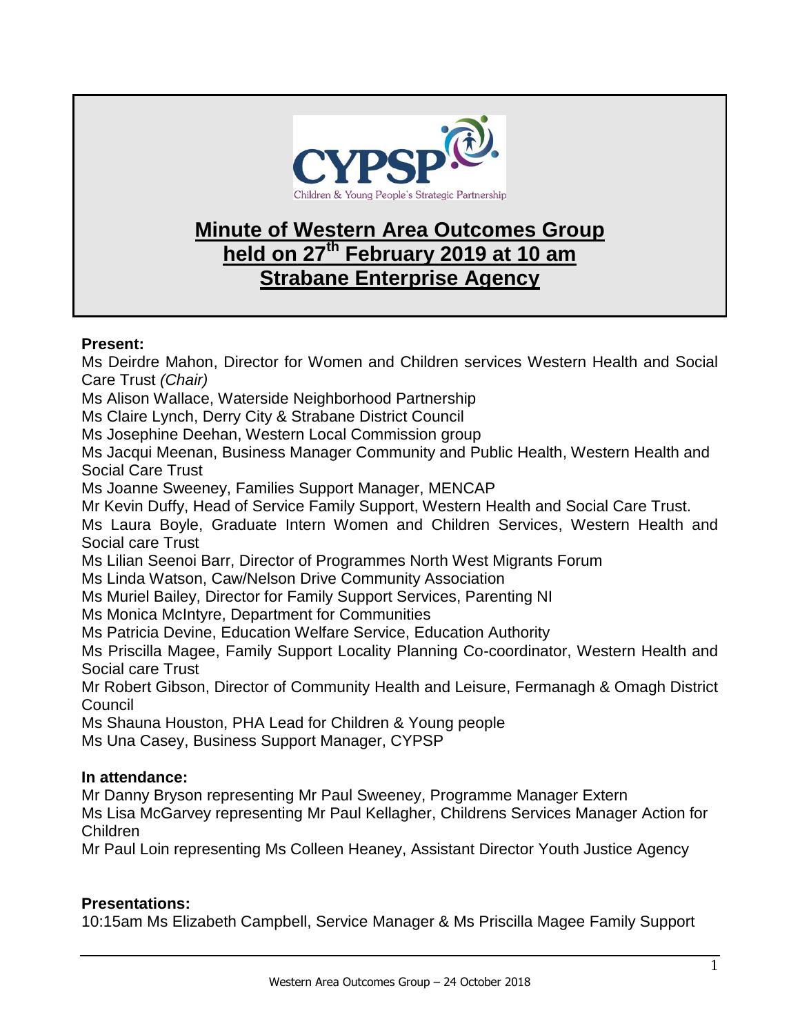# Minute of Western Area Outcomes Group held on 27th February 2019 at 10 am Strabane Enterprise Agency

**Present:**

Ms Deirdre Mahon, Director for Women and Children services Western Health and Social Care Trust *(Chair)*
Ms Alison Wallace, Waterside Neighborhood Partnership
Ms Claire Lynch, Derry City & Strabane District Council
Ms Josephine Deehan, Western Local Commission group
Ms Jacqui Meenan, Business Manager Community and Public Health, Western Health and Social Care Trust
Ms Joanne Sweeney, Families Support Manager, MENCAP
Mr Kevin Duffy, Head of Service Family Support, Western Health and Social Care Trust.
Ms Laura Boyle, Graduate Intern Women and Children Services, Western Health and Social care Trust
Ms Lilian Seenoi Barr, Director of Programmes North West Migrants Forum
Ms Linda Watson, Caw/Nelson Drive Community Association
Ms Muriel Bailey, Director for Family Support Services, Parenting NI
Ms Monica McIntyre, Department for Communities
Ms Patricia Devine, Education Welfare Service, Education Authority
Ms Priscilla Magee, Family Support Locality Planning Co-coordinator, Western Health and Social care Trust
Mr Robert Gibson, Director of Community Health and Leisure, Fermanagh & Omagh District Council
Ms Shauna Houston, PHA Lead for Children & Young people
Ms Una Casey, Business Support Manager, CYPSP

**In attendance:**

Mr Danny Bryson representing Mr Paul Sweeney, Programme Manager Extern
Ms Lisa McGarvey representing Mr Paul Kellagher, Childrens Services Manager Action for Children
Mr Paul Loin representing Ms Colleen Heaney, Assistant Director Youth Justice Agency

**Presentations:**

10:15am Ms Elizabeth Campbell, Service Manager & Ms Priscilla Magee Family Support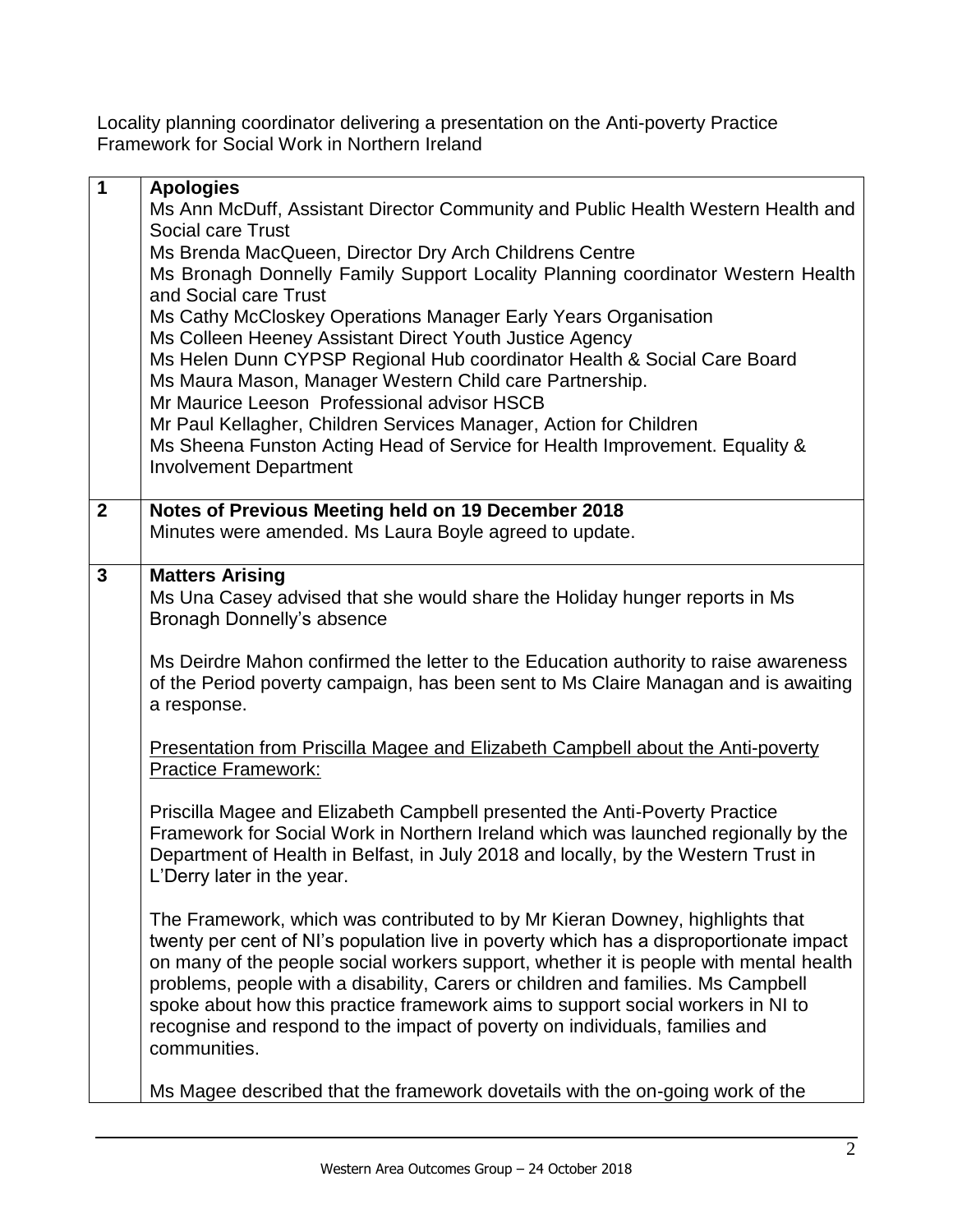Locality planning coordinator delivering a presentation on the Anti-poverty Practice Framework for Social Work in Northern Ireland

| | |
|---|---|
| **1** | **Apologies**<br>Ms Ann McDuff, Assistant Director Community and Public Health Western Health and Social care Trust<br>Ms Brenda MacQueen, Director Dry Arch Childrens Centre<br>Ms Bronagh Donnelly Family Support Locality Planning coordinator Western Health and Social care Trust<br>Ms Cathy McCloskey Operations Manager Early Years Organisation<br>Ms Colleen Heeney Assistant Direct Youth Justice Agency<br>Ms Helen Dunn CYPSP Regional Hub coordinator Health & Social Care Board<br>Ms Maura Mason, Manager Western Child care Partnership.<br>Mr Maurice Leeson Professional advisor HSCB<br>Mr Paul Kellagher, Children Services Manager, Action for Children<br>Ms Sheena Funston Acting Head of Service for Health Improvement. Equality & Involvement Department |
| **2** | **Notes of Previous Meeting held on 19 December 2018**<br>Minutes were amended. Ms Laura Boyle agreed to update. |
| **3** | **Matters Arising**<br>Ms Una Casey advised that she would share the Holiday hunger reports in Ms Bronagh Donnelly's absence<br><br>Ms Deirdre Mahon confirmed the letter to the Education authority to raise awareness of the Period poverty campaign, has been sent to Ms Claire Managan and is awaiting a response.<br><br><u>Presentation from Priscilla Magee and Elizabeth Campbell about the Anti-poverty Practice Framework:</u><br><br>Priscilla Magee and Elizabeth Campbell presented the Anti-Poverty Practice Framework for Social Work in Northern Ireland which was launched regionally by the Department of Health in Belfast, in July 2018 and locally, by the Western Trust in L'Derry later in the year.<br><br>The Framework, which was contributed to by Mr Kieran Downey, highlights that twenty per cent of NI's population live in poverty which has a disproportionate impact on many of the people social workers support, whether it is people with mental health problems, people with a disability, Carers or children and families. Ms Campbell spoke about how this practice framework aims to support social workers in NI to recognise and respond to the impact of poverty on individuals, families and communities.<br><br>Ms Magee described that the framework dovetails with the on-going work of the |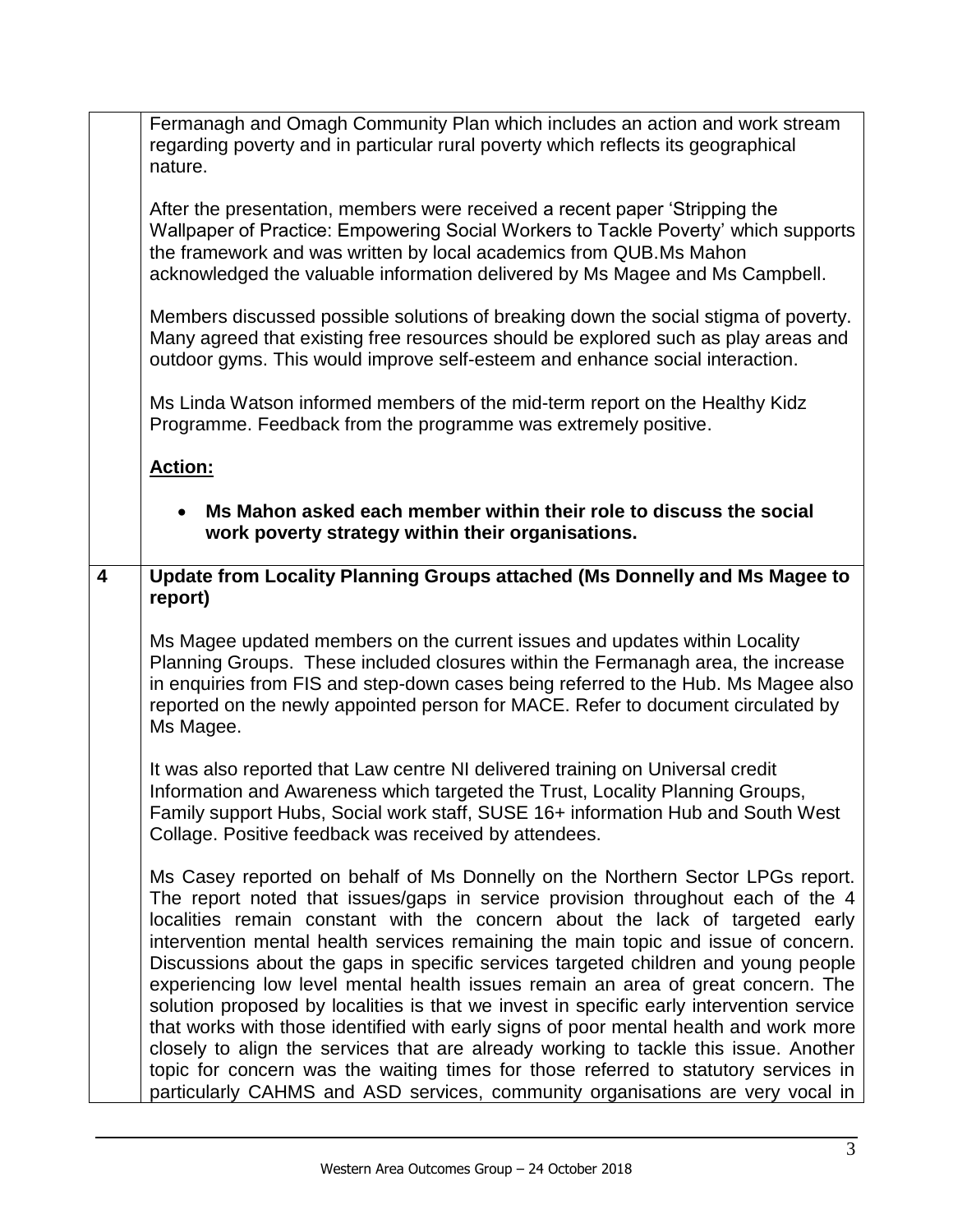| | |
|---|---|
| | Fermanagh and Omagh Community Plan which includes an action and work stream regarding poverty and in particular rural poverty which reflects its geographical nature.<br><br>After the presentation, members were received a recent paper 'Stripping the Wallpaper of Practice: Empowering Social Workers to Tackle Poverty' which supports the framework and was written by local academics from QUB.Ms Mahon acknowledged the valuable information delivered by Ms Magee and Ms Campbell.<br><br>Members discussed possible solutions of breaking down the social stigma of poverty. Many agreed that existing free resources should be explored such as play areas and outdoor gyms. This would improve self-esteem and enhance social interaction.<br><br>Ms Linda Watson informed members of the mid-term report on the Healthy Kidz Programme. Feedback from the programme was extremely positive.<br><br>**Action:**<br><br>• **Ms Mahon asked each member within their role to discuss the social work poverty strategy within their organisations.** |
| **4** | **Update from Locality Planning Groups attached (Ms Donnelly and Ms Magee to report)**<br><br>Ms Magee updated members on the current issues and updates within Locality Planning Groups. These included closures within the Fermanagh area, the increase in enquiries from FIS and step-down cases being referred to the Hub. Ms Magee also reported on the newly appointed person for MACE. Refer to document circulated by Ms Magee.<br><br>It was also reported that Law centre NI delivered training on Universal credit Information and Awareness which targeted the Trust, Locality Planning Groups, Family support Hubs, Social work staff, SUSE 16+ information Hub and South West Collage. Positive feedback was received by attendees.<br><br>Ms Casey reported on behalf of Ms Donnelly on the Northern Sector LPGs report. The report noted that issues/gaps in service provision throughout each of the 4 localities remain constant with the concern about the lack of targeted early intervention mental health services remaining the main topic and issue of concern. Discussions about the gaps in specific services targeted children and young people experiencing low level mental health issues remain an area of great concern. The solution proposed by localities is that we invest in specific early intervention service that works with those identified with early signs of poor mental health and work more closely to align the services that are already working to tackle this issue. Another topic for concern was the waiting times for those referred to statutory services in particularly CAHMS and ASD services, community organisations are very vocal in |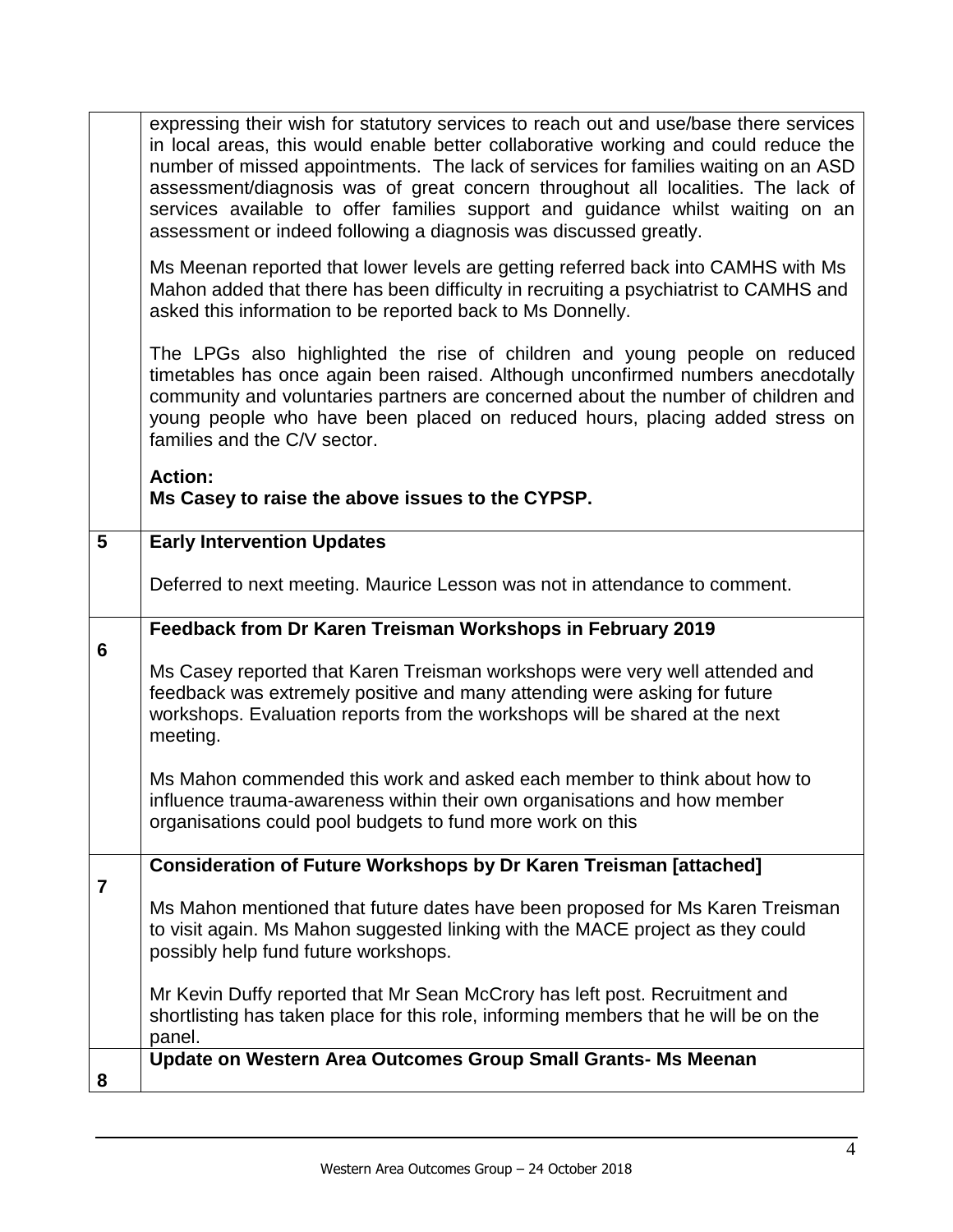| | |
|---|---|
| | expressing their wish for statutory services to reach out and use/base there services in local areas, this would enable better collaborative working and could reduce the number of missed appointments. The lack of services for families waiting on an ASD assessment/diagnosis was of great concern throughout all localities. The lack of services available to offer families support and guidance whilst waiting on an assessment or indeed following a diagnosis was discussed greatly.<br><br>Ms Meenan reported that lower levels are getting referred back into CAMHS with Ms Mahon added that there has been difficulty in recruiting a psychiatrist to CAMHS and asked this information to be reported back to Ms Donnelly.<br><br>The LPGs also highlighted the rise of children and young people on reduced timetables has once again been raised. Although unconfirmed numbers anecdotally community and voluntaries partners are concerned about the number of children and young people who have been placed on reduced hours, placing added stress on families and the C/V sector.<br><br>**Action:**<br>**Ms Casey to raise the above issues to the CYPSP.** |
| **5** | **Early Intervention Updates**<br><br>Deferred to next meeting. Maurice Lesson was not in attendance to comment. |
| **6** | **Feedback from Dr Karen Treisman Workshops in February 2019**<br><br>Ms Casey reported that Karen Treisman workshops were very well attended and feedback was extremely positive and many attending were asking for future workshops. Evaluation reports from the workshops will be shared at the next meeting.<br><br>Ms Mahon commended this work and asked each member to think about how to influence trauma-awareness within their own organisations and how member organisations could pool budgets to fund more work on this |
| **7** | **Consideration of Future Workshops by Dr Karen Treisman [attached]**<br><br>Ms Mahon mentioned that future dates have been proposed for Ms Karen Treisman to visit again. Ms Mahon suggested linking with the MACE project as they could possibly help fund future workshops.<br><br>Mr Kevin Duffy reported that Mr Sean McCrory has left post. Recruitment and shortlisting has taken place for this role, informing members that he will be on the panel. |
| **8** | **Update on Western Area Outcomes Group Small Grants- Ms Meenan** |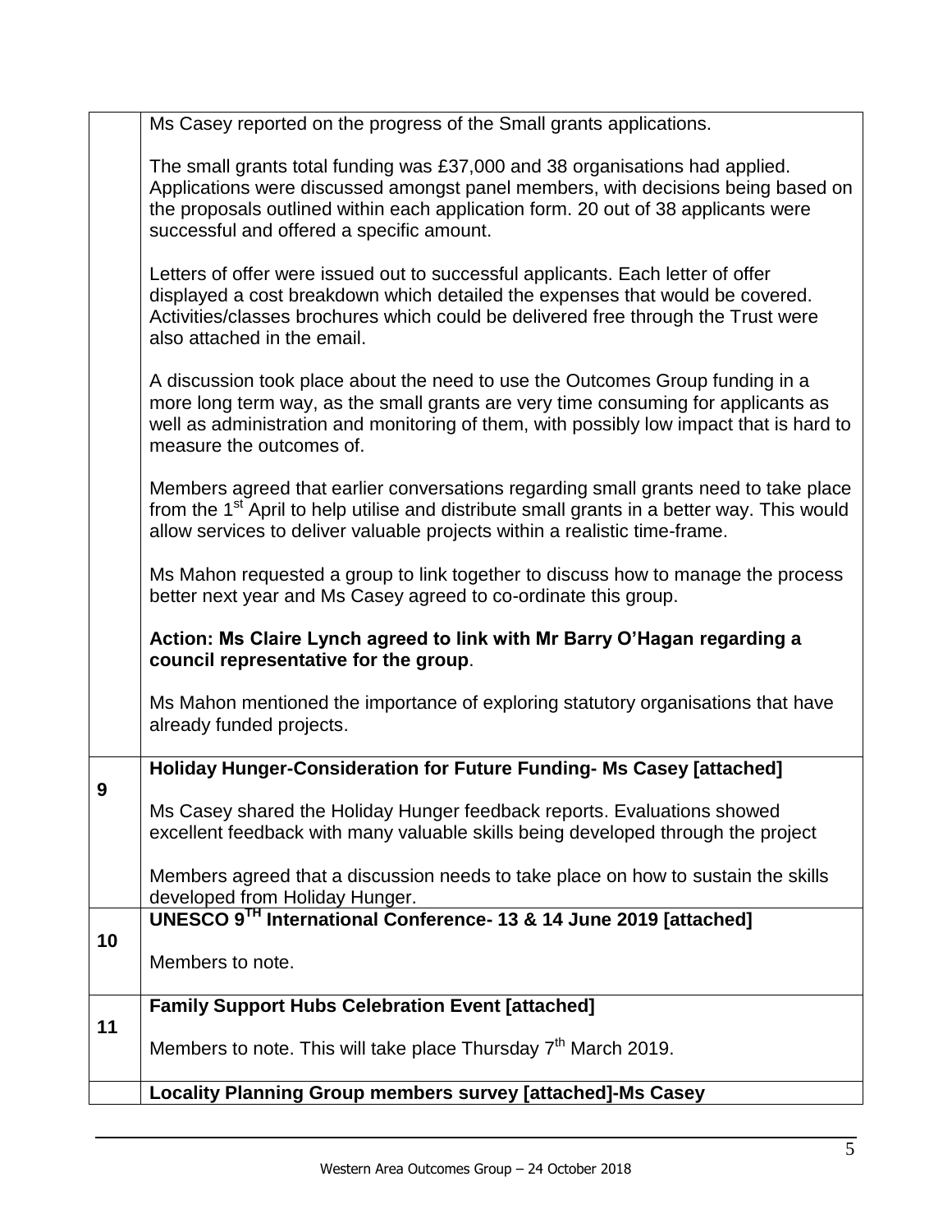| | |
|---|---|
| | Ms Casey reported on the progress of the Small grants applications.<br><br>The small grants total funding was £37,000 and 38 organisations had applied. Applications were discussed amongst panel members, with decisions being based on the proposals outlined within each application form. 20 out of 38 applicants were successful and offered a specific amount.<br><br>Letters of offer were issued out to successful applicants. Each letter of offer displayed a cost breakdown which detailed the expenses that would be covered. Activities/classes brochures which could be delivered free through the Trust were also attached in the email.<br><br>A discussion took place about the need to use the Outcomes Group funding in a more long term way, as the small grants are very time consuming for applicants as well as administration and monitoring of them, with possibly low impact that is hard to measure the outcomes of.<br><br>Members agreed that earlier conversations regarding small grants need to take place from the 1st April to help utilise and distribute small grants in a better way. This would allow services to deliver valuable projects within a realistic time-frame.<br><br>Ms Mahon requested a group to link together to discuss how to manage the process better next year and Ms Casey agreed to co-ordinate this group.<br><br>**Action: Ms Claire Lynch agreed to link with Mr Barry O'Hagan regarding a council representative for the group**.<br><br>Ms Mahon mentioned the importance of exploring statutory organisations that have already funded projects. |
| **9** | **Holiday Hunger-Consideration for Future Funding- Ms Casey [attached]**<br><br>Ms Casey shared the Holiday Hunger feedback reports. Evaluations showed excellent feedback with many valuable skills being developed through the project<br><br>Members agreed that a discussion needs to take place on how to sustain the skills developed from Holiday Hunger. |
| **10** | **UNESCO 9TH International Conference- 13 & 14 June 2019 [attached]**<br><br>Members to note. |
| **11** | **Family Support Hubs Celebration Event [attached]**<br><br>Members to note. This will take place Thursday 7th March 2019. |
| | **Locality Planning Group members survey [attached]-Ms Casey** |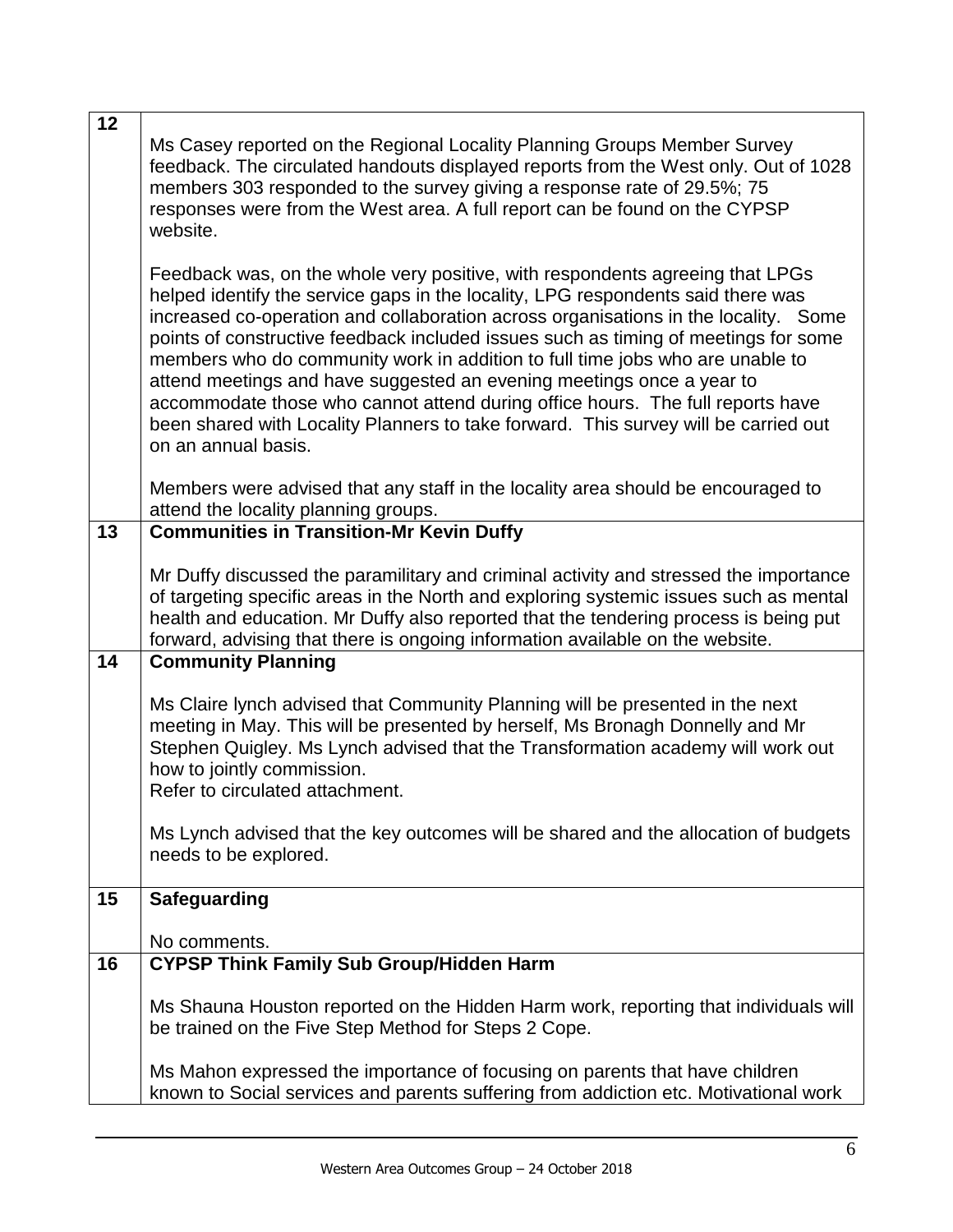| | |
|---|---|
| 12 | Ms Casey reported on the Regional Locality Planning Groups Member Survey feedback. The circulated handouts displayed reports from the West only. Out of 1028 members 303 responded to the survey giving a response rate of 29.5%; 75 responses were from the West area. A full report can be found on the CYPSP website.<br><br>Feedback was, on the whole very positive, with respondents agreeing that LPGs helped identify the service gaps in the locality, LPG respondents said there was increased co-operation and collaboration across organisations in the locality. Some points of constructive feedback included issues such as timing of meetings for some members who do community work in addition to full time jobs who are unable to attend meetings and have suggested an evening meetings once a year to accommodate those who cannot attend during office hours. The full reports have been shared with Locality Planners to take forward. This survey will be carried out on an annual basis.<br><br>Members were advised that any staff in the locality area should be encouraged to attend the locality planning groups. |
| 13 | **Communities in Transition-Mr Kevin Duffy**<br><br>Mr Duffy discussed the paramilitary and criminal activity and stressed the importance of targeting specific areas in the North and exploring systemic issues such as mental health and education. Mr Duffy also reported that the tendering process is being put forward, advising that there is ongoing information available on the website. |
| 14 | **Community Planning**<br><br>Ms Claire lynch advised that Community Planning will be presented in the next meeting in May. This will be presented by herself, Ms Bronagh Donnelly and Mr Stephen Quigley. Ms Lynch advised that the Transformation academy will work out how to jointly commission.<br>Refer to circulated attachment.<br><br>Ms Lynch advised that the key outcomes will be shared and the allocation of budgets needs to be explored. |
| 15 | **Safeguarding**<br><br>No comments. |
| 16 | **CYPSP Think Family Sub Group/Hidden Harm**<br><br>Ms Shauna Houston reported on the Hidden Harm work, reporting that individuals will be trained on the Five Step Method for Steps 2 Cope.<br><br>Ms Mahon expressed the importance of focusing on parents that have children known to Social services and parents suffering from addiction etc. Motivational work |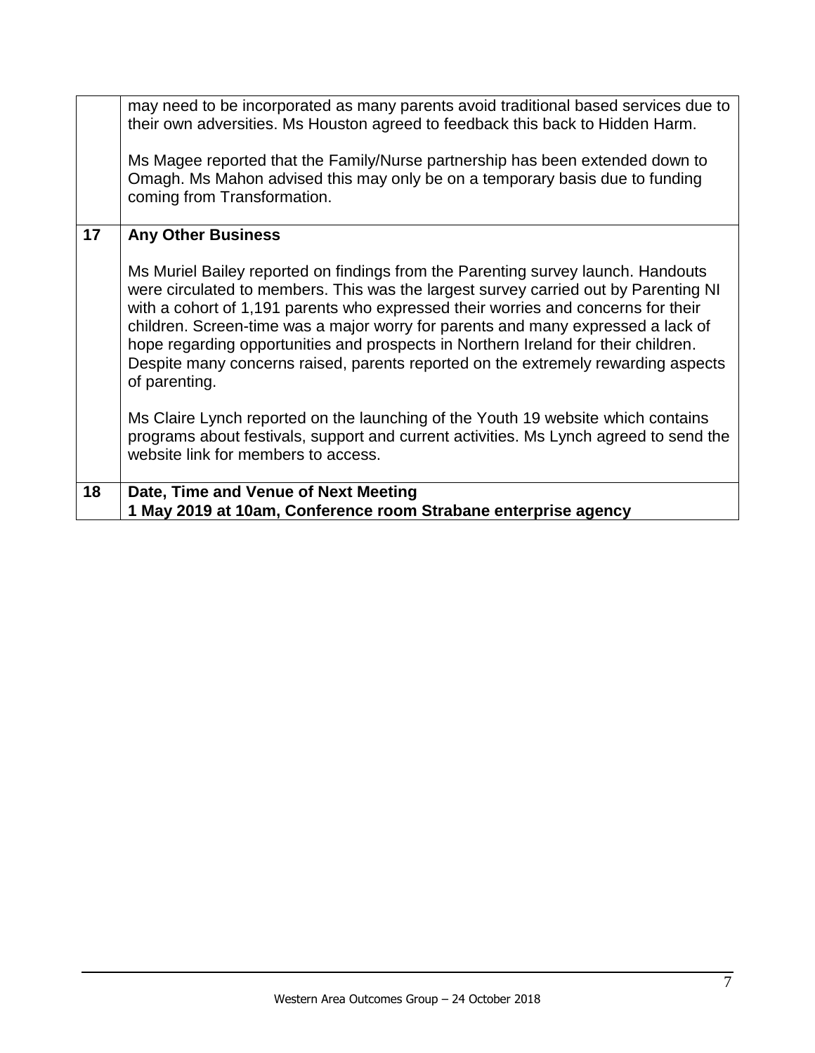| | |
|---|---|
| | may need to be incorporated as many parents avoid traditional based services due to their own adversities. Ms Houston agreed to feedback this back to Hidden Harm.<br><br>Ms Magee reported that the Family/Nurse partnership has been extended down to Omagh. Ms Mahon advised this may only be on a temporary basis due to funding coming from Transformation. |
| **17** | **Any Other Business**<br><br>Ms Muriel Bailey reported on findings from the Parenting survey launch. Handouts were circulated to members. This was the largest survey carried out by Parenting NI with a cohort of 1,191 parents who expressed their worries and concerns for their children. Screen-time was a major worry for parents and many expressed a lack of hope regarding opportunities and prospects in Northern Ireland for their children. Despite many concerns raised, parents reported on the extremely rewarding aspects of parenting.<br><br>Ms Claire Lynch reported on the launching of the Youth 19 website which contains programs about festivals, support and current activities. Ms Lynch agreed to send the website link for members to access. |
| **18** | **Date, Time and Venue of Next Meeting**<br>**1 May 2019 at 10am, Conference room Strabane enterprise agency** |